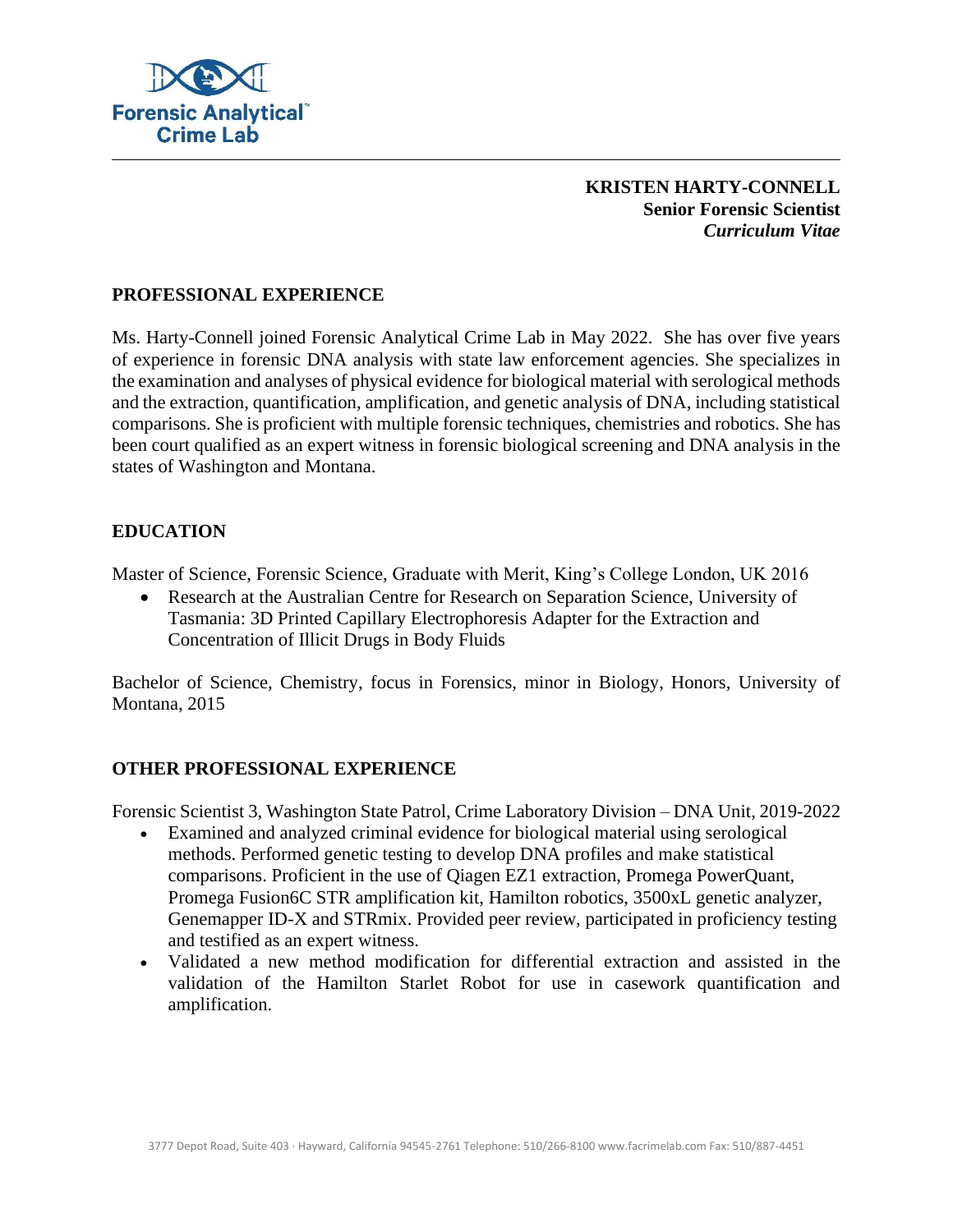Forensic Analytical™
Crime Lab

**KRISTEN HARTY-CONNELL**
**Senior Forensic Scientist**
***Curriculum Vitae***

## PROFESSIONAL EXPERIENCE

Ms. Harty-Connell joined Forensic Analytical Crime Lab in May 2022. She has over five years of experience in forensic DNA analysis with state law enforcement agencies. She specializes in the examination and analyses of physical evidence for biological material with serological methods and the extraction, quantification, amplification, and genetic analysis of DNA, including statistical comparisons. She is proficient with multiple forensic techniques, chemistries and robotics. She has been court qualified as an expert witness in forensic biological screening and DNA analysis in the states of Washington and Montana.

## EDUCATION

Master of Science, Forensic Science, Graduate with Merit, King's College London, UK 2016

- Research at the Australian Centre for Research on Separation Science, University of Tasmania: 3D Printed Capillary Electrophoresis Adapter for the Extraction and Concentration of Illicit Drugs in Body Fluids

Bachelor of Science, Chemistry, focus in Forensics, minor in Biology, Honors, University of Montana, 2015

## OTHER PROFESSIONAL EXPERIENCE

Forensic Scientist 3, Washington State Patrol, Crime Laboratory Division – DNA Unit, 2019-2022

- Examined and analyzed criminal evidence for biological material using serological methods. Performed genetic testing to develop DNA profiles and make statistical comparisons. Proficient in the use of Qiagen EZ1 extraction, Promega PowerQuant, Promega Fusion6C STR amplification kit, Hamilton robotics, 3500xL genetic analyzer, Genemapper ID-X and STRmix. Provided peer review, participated in proficiency testing and testified as an expert witness.
- Validated a new method modification for differential extraction and assisted in the validation of the Hamilton Starlet Robot for use in casework quantification and amplification.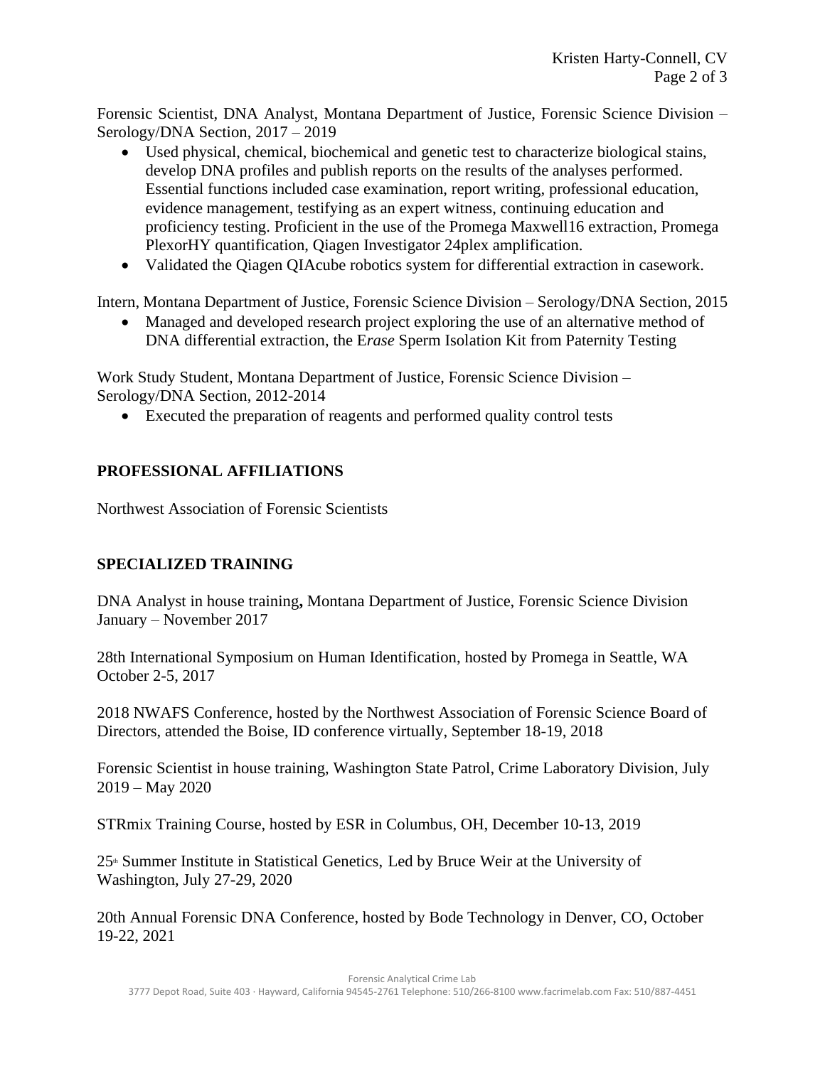Forensic Scientist, DNA Analyst, Montana Department of Justice, Forensic Science Division – Serology/DNA Section, 2017 – 2019

- Used physical, chemical, biochemical and genetic test to characterize biological stains, develop DNA profiles and publish reports on the results of the analyses performed. Essential functions included case examination, report writing, professional education, evidence management, testifying as an expert witness, continuing education and proficiency testing. Proficient in the use of the Promega Maxwell16 extraction, Promega PlexorHY quantification, Qiagen Investigator 24plex amplification.
- Validated the Qiagen QIAcube robotics system for differential extraction in casework.

Intern, Montana Department of Justice, Forensic Science Division – Serology/DNA Section, 2015

- Managed and developed research project exploring the use of an alternative method of DNA differential extraction, the E*rase* Sperm Isolation Kit from Paternity Testing

Work Study Student, Montana Department of Justice, Forensic Science Division – Serology/DNA Section, 2012-2014

- Executed the preparation of reagents and performed quality control tests

## PROFESSIONAL AFFILIATIONS

Northwest Association of Forensic Scientists

## SPECIALIZED TRAINING

DNA Analyst in house training**,** Montana Department of Justice, Forensic Science Division January – November 2017

28th International Symposium on Human Identification, hosted by Promega in Seattle, WA October 2-5, 2017

2018 NWAFS Conference, hosted by the Northwest Association of Forensic Science Board of Directors, attended the Boise, ID conference virtually, September 18-19, 2018

Forensic Scientist in house training, Washington State Patrol, Crime Laboratory Division, July 2019 – May 2020

STRmix Training Course, hosted by ESR in Columbus, OH, December 10-13, 2019

25th Summer Institute in Statistical Genetics, Led by Bruce Weir at the University of Washington, July 27-29, 2020

20th Annual Forensic DNA Conference, hosted by Bode Technology in Denver, CO, October 19-22, 2021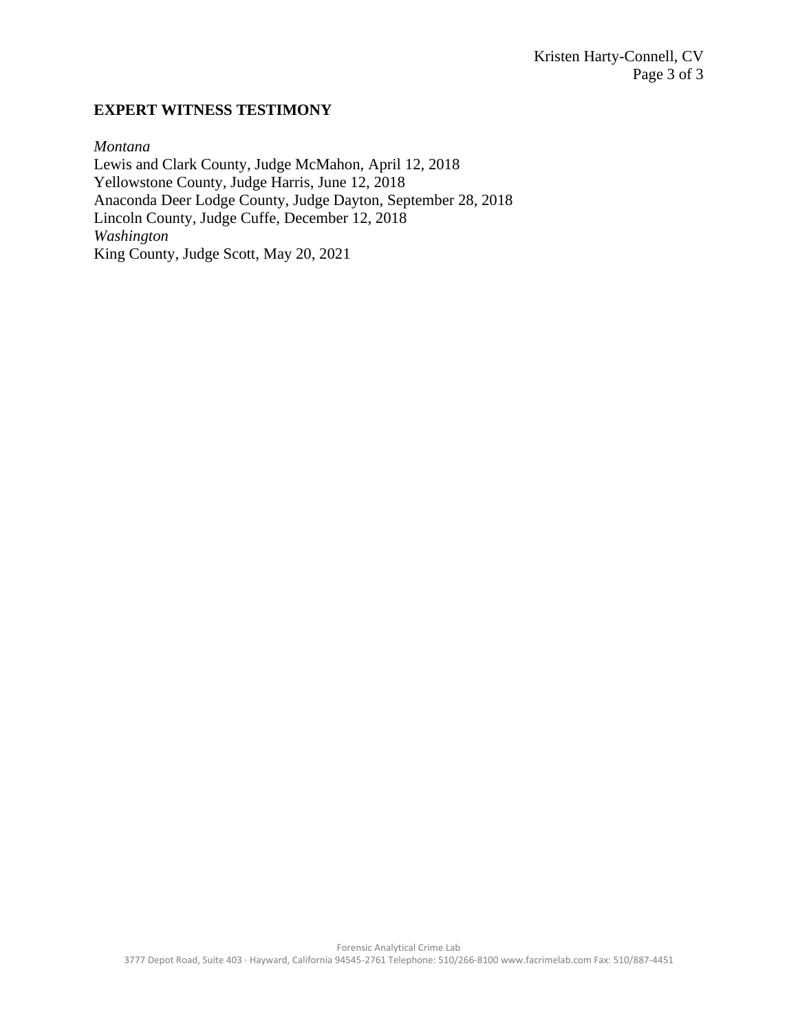## EXPERT WITNESS TESTIMONY

*Montana*
Lewis and Clark County, Judge McMahon, April 12, 2018
Yellowstone County, Judge Harris, June 12, 2018
Anaconda Deer Lodge County, Judge Dayton, September 28, 2018
Lincoln County, Judge Cuffe, December 12, 2018
*Washington*
King County, Judge Scott, May 20, 2021